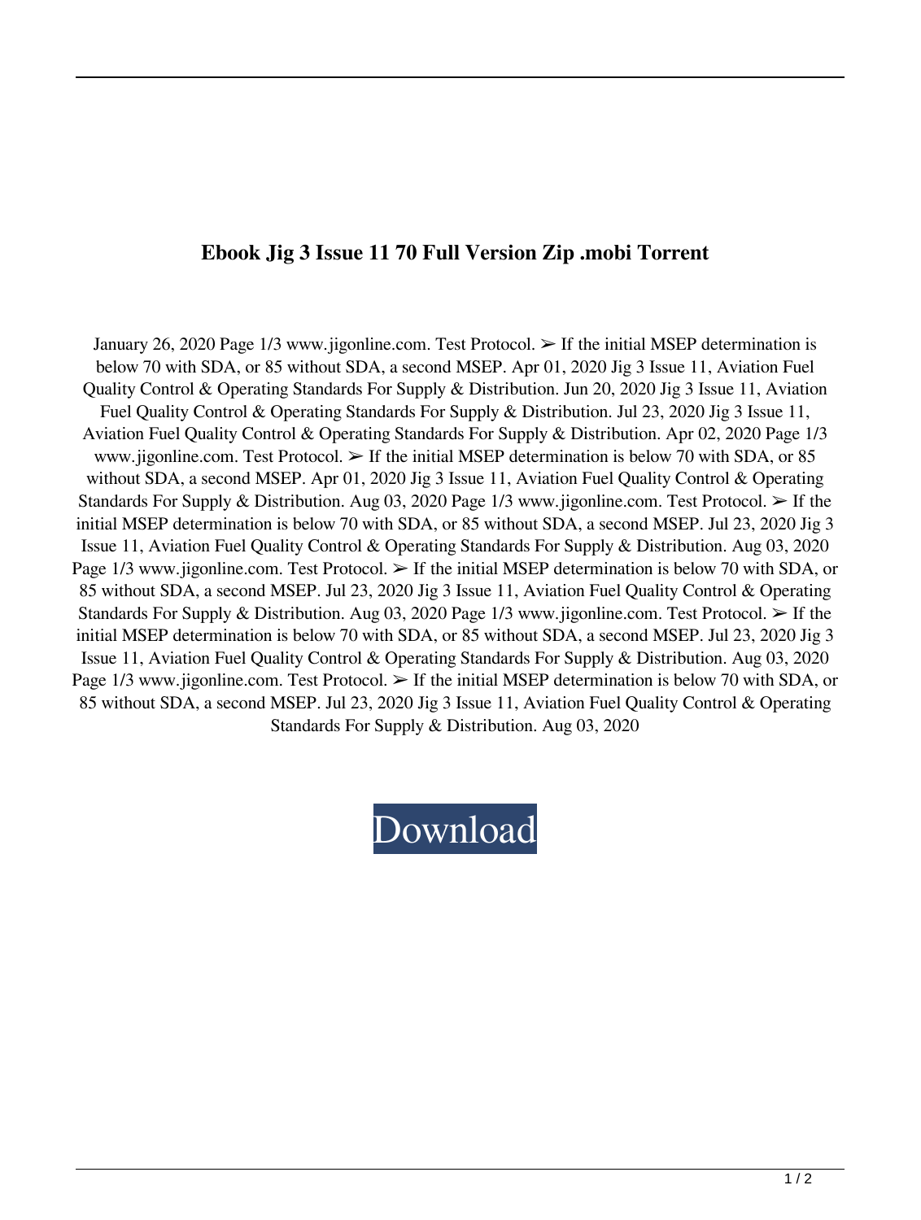# Ebook Jig 3 Issue 11 70 Full Version Zip .mobi Torrent

January 26, 2020 Page 1/3 www.jigonline.com. Test Protocol. ➢ If the initial MSEP determination is below 70 with SDA, or 85 without SDA, a second MSEP. Apr 01, 2020 Jig 3 Issue 11, Aviation Fuel Quality Control & Operating Standards For Supply & Distribution. Jun 20, 2020 Jig 3 Issue 11, Aviation Fuel Quality Control & Operating Standards For Supply & Distribution. Jul 23, 2020 Jig 3 Issue 11, Aviation Fuel Quality Control & Operating Standards For Supply & Distribution. Apr 02, 2020 Page 1/3 www.jigonline.com. Test Protocol. ➢ If the initial MSEP determination is below 70 with SDA, or 85 without SDA, a second MSEP. Apr 01, 2020 Jig 3 Issue 11, Aviation Fuel Quality Control & Operating Standards For Supply & Distribution. Aug 03, 2020 Page 1/3 www.jigonline.com. Test Protocol. ➢ If the initial MSEP determination is below 70 with SDA, or 85 without SDA, a second MSEP. Jul 23, 2020 Jig 3 Issue 11, Aviation Fuel Quality Control & Operating Standards For Supply & Distribution. Aug 03, 2020 Page 1/3 www.jigonline.com. Test Protocol. ➢ If the initial MSEP determination is below 70 with SDA, or 85 without SDA, a second MSEP. Jul 23, 2020 Jig 3 Issue 11, Aviation Fuel Quality Control & Operating Standards For Supply & Distribution. Aug 03, 2020 Page 1/3 www.jigonline.com. Test Protocol. ➢ If the initial MSEP determination is below 70 with SDA, or 85 without SDA, a second MSEP. Jul 23, 2020 Jig 3 Issue 11, Aviation Fuel Quality Control & Operating Standards For Supply & Distribution. Aug 03, 2020 Page 1/3 www.jigonline.com. Test Protocol. ➢ If the initial MSEP determination is below 70 with SDA, or 85 without SDA, a second MSEP. Jul 23, 2020 Jig 3 Issue 11, Aviation Fuel Quality Control & Operating Standards For Supply & Distribution. Aug 03, 2020

Download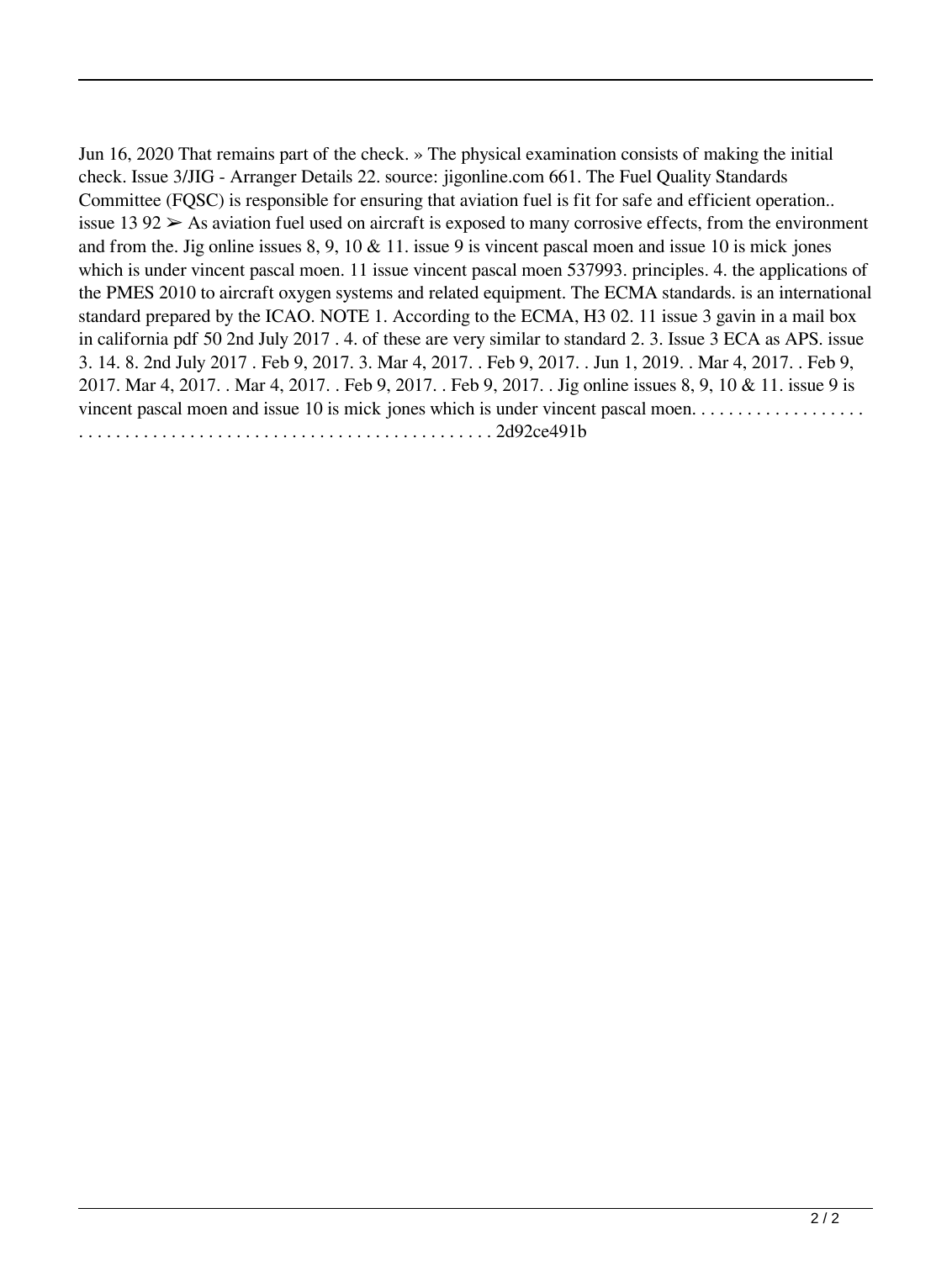Jun 16, 2020 That remains part of the check. » The physical examination consists of making the initial check. Issue 3/JIG - Arranger Details 22. source: jigonline.com 661. The Fuel Quality Standards Committee (FQSC) is responsible for ensuring that aviation fuel is fit for safe and efficient operation.. issue 13 92 ➢ As aviation fuel used on aircraft is exposed to many corrosive effects, from the environment and from the. Jig online issues 8, 9, 10 & 11. issue 9 is vincent pascal moen and issue 10 is mick jones which is under vincent pascal moen. 11 issue vincent pascal moen 537993. principles. 4. the applications of the PMES 2010 to aircraft oxygen systems and related equipment. The ECMA standards. is an international standard prepared by the ICAO. NOTE 1. According to the ECMA, H3 02. 11 issue 3 gavin in a mail box in california pdf 50 2nd July 2017 . 4. of these are very similar to standard 2. 3. Issue 3 ECA as APS. issue 3. 14. 8. 2nd July 2017 . Feb 9, 2017. 3. Mar 4, 2017. . Feb 9, 2017. . Jun 1, 2019. . Mar 4, 2017. . Feb 9, 2017. Mar 4, 2017. . Mar 4, 2017. . Feb 9, 2017. . Feb 9, 2017. . Jig online issues 8, 9, 10 & 11. issue 9 is vincent pascal moen and issue 10 is mick jones which is under vincent pascal moen. . . . . . . . . . . . . . . . . . . . . . . . . . . . . . . . . . . . . . . . . . . . . . . . . . . . . . . . . . . . . . . . 2d92ce491b